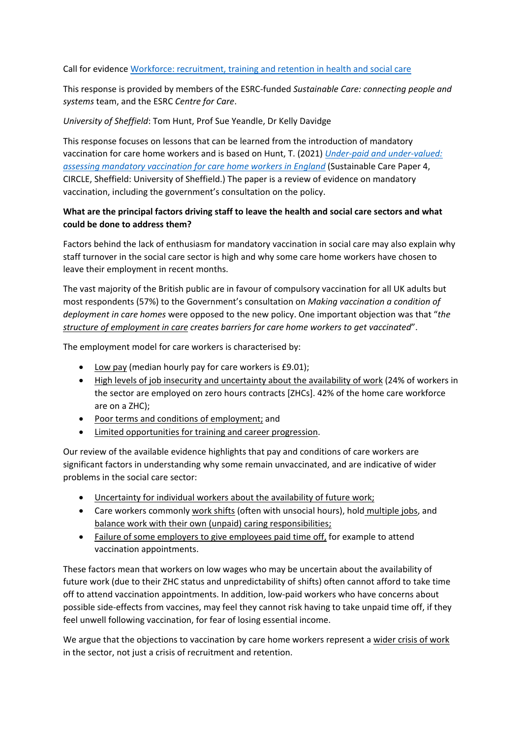Call for evidence Workforce: recruitment, training and retention in health and social care

This response is provided by members of the ESRC-funded *Sustainable Care: connecting people and systems* team, and the ESRC *Centre for Care*.

*University of Sheffield*: Tom Hunt, Prof Sue Yeandle, Dr Kelly Davidge

This response focuses on lessons that can be learned from the introduction of mandatory vaccination for care home workers and is based on Hunt, T. (2021) *Under-paid and under-valued: assessing mandatory vaccination for care home workers in England* (Sustainable Care Paper 4, CIRCLE, Sheffield: University of Sheffield.) The paper is a review of evidence on mandatory vaccination, including the government's consultation on the policy.

**What are the principal factors driving staff to leave the health and social care sectors and what could be done to address them?**

Factors behind the lack of enthusiasm for mandatory vaccination in social care may also explain why staff turnover in the social care sector is high and why some care home workers have chosen to leave their employment in recent months.

The vast majority of the British public are in favour of compulsory vaccination for all UK adults but most respondents (57%) to the Government's consultation on *Making vaccination a condition of deployment in care homes* were opposed to the new policy. One important objection was that "*the structure of employment in care creates barriers for care home workers to get vaccinated*".

The employment model for care workers is characterised by:

- Low pay (median hourly pay for care workers is £9.01);
- High levels of job insecurity and uncertainty about the availability of work (24% of workers in the sector are employed on zero hours contracts [ZHCs]. 42% of the home care workforce are on a ZHC);
- Poor terms and conditions of employment; and
- Limited opportunities for training and career progression.

Our review of the available evidence highlights that pay and conditions of care workers are significant factors in understanding why some remain unvaccinated, and are indicative of wider problems in the social care sector:

- Uncertainty for individual workers about the availability of future work;
- Care workers commonly work shifts (often with unsocial hours), hold multiple jobs, and balance work with their own (unpaid) caring responsibilities;
- Failure of some employers to give employees paid time off, for example to attend vaccination appointments.

These factors mean that workers on low wages who may be uncertain about the availability of future work (due to their ZHC status and unpredictability of shifts) often cannot afford to take time off to attend vaccination appointments. In addition, low-paid workers who have concerns about possible side-effects from vaccines, may feel they cannot risk having to take unpaid time off, if they feel unwell following vaccination, for fear of losing essential income.

We argue that the objections to vaccination by care home workers represent a wider crisis of work in the sector, not just a crisis of recruitment and retention.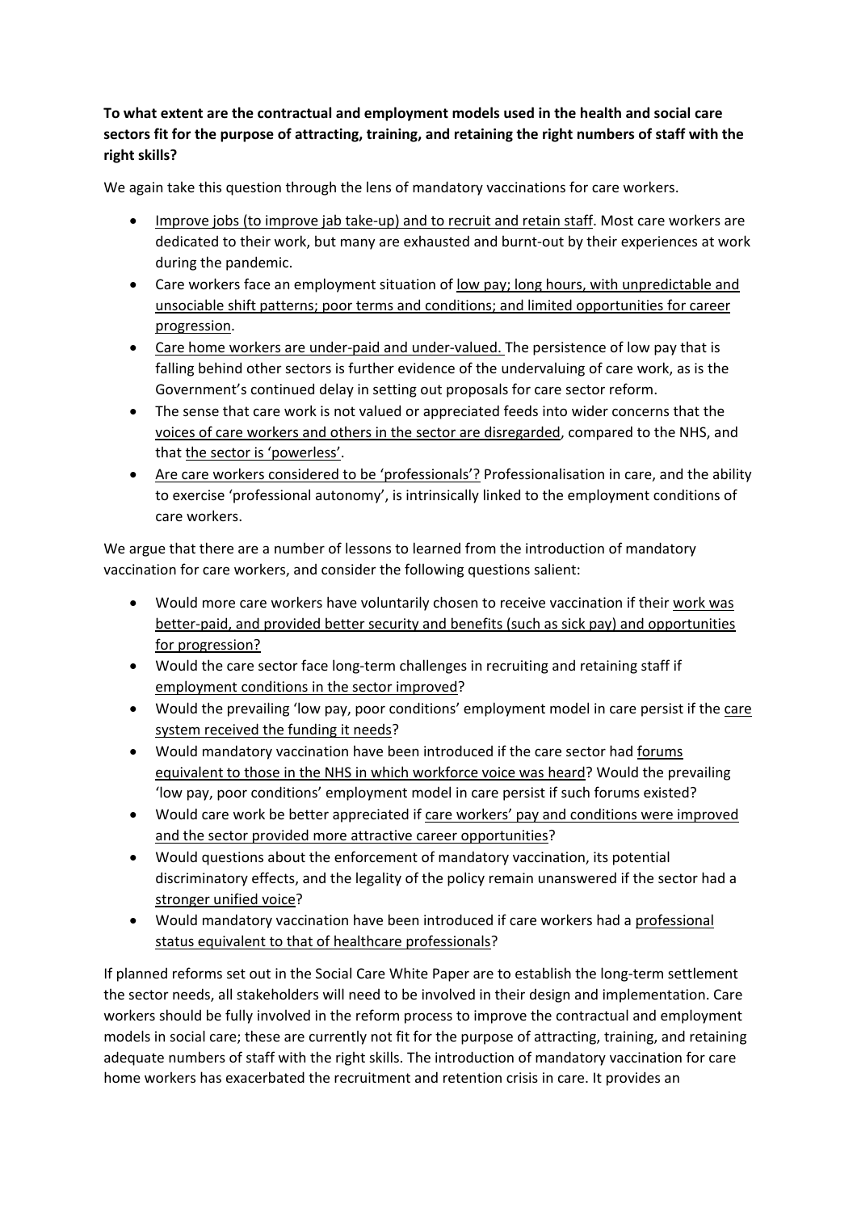**To what extent are the contractual and employment models used in the health and social care sectors fit for the purpose of attracting, training, and retaining the right numbers of staff with the right skills?**

We again take this question through the lens of mandatory vaccinations for care workers.

- <u>Improve jobs (to improve jab take-up) and to recruit and retain staff</u>. Most care workers are dedicated to their work, but many are exhausted and burnt-out by their experiences at work during the pandemic.
- Care workers face an employment situation of <u>low pay; long hours, with unpredictable and unsociable shift patterns; poor terms and conditions; and limited opportunities for career progression</u>.
- <u>Care home workers are under-paid and under-valued.</u> The persistence of low pay that is falling behind other sectors is further evidence of the undervaluing of care work, as is the Government's continued delay in setting out proposals for care sector reform.
- The sense that care work is not valued or appreciated feeds into wider concerns that the <u>voices of care workers and others in the sector are disregarded</u>, compared to the NHS, and that <u>the sector is 'powerless'</u>.
- <u>Are care workers considered to be 'professionals'?</u> Professionalisation in care, and the ability to exercise 'professional autonomy', is intrinsically linked to the employment conditions of care workers.

We argue that there are a number of lessons to learned from the introduction of mandatory vaccination for care workers, and consider the following questions salient:

- Would more care workers have voluntarily chosen to receive vaccination if their <u>work was better-paid, and provided better security and benefits (such as sick pay) and opportunities for progression?</u>
- Would the care sector face long-term challenges in recruiting and retaining staff if <u>employment conditions in the sector improved</u>?
- Would the prevailing 'low pay, poor conditions' employment model in care persist if the <u>care system received the funding it needs</u>?
- Would mandatory vaccination have been introduced if the care sector had <u>forums equivalent to those in the NHS in which workforce voice was heard</u>? Would the prevailing 'low pay, poor conditions' employment model in care persist if such forums existed?
- Would care work be better appreciated if <u>care workers' pay and conditions were improved and the sector provided more attractive career opportunities</u>?
- Would questions about the enforcement of mandatory vaccination, its potential discriminatory effects, and the legality of the policy remain unanswered if the sector had a <u>stronger unified voice</u>?
- Would mandatory vaccination have been introduced if care workers had a <u>professional status equivalent to that of healthcare professionals</u>?

If planned reforms set out in the Social Care White Paper are to establish the long-term settlement the sector needs, all stakeholders will need to be involved in their design and implementation. Care workers should be fully involved in the reform process to improve the contractual and employment models in social care; these are currently not fit for the purpose of attracting, training, and retaining adequate numbers of staff with the right skills. The introduction of mandatory vaccination for care home workers has exacerbated the recruitment and retention crisis in care. It provides an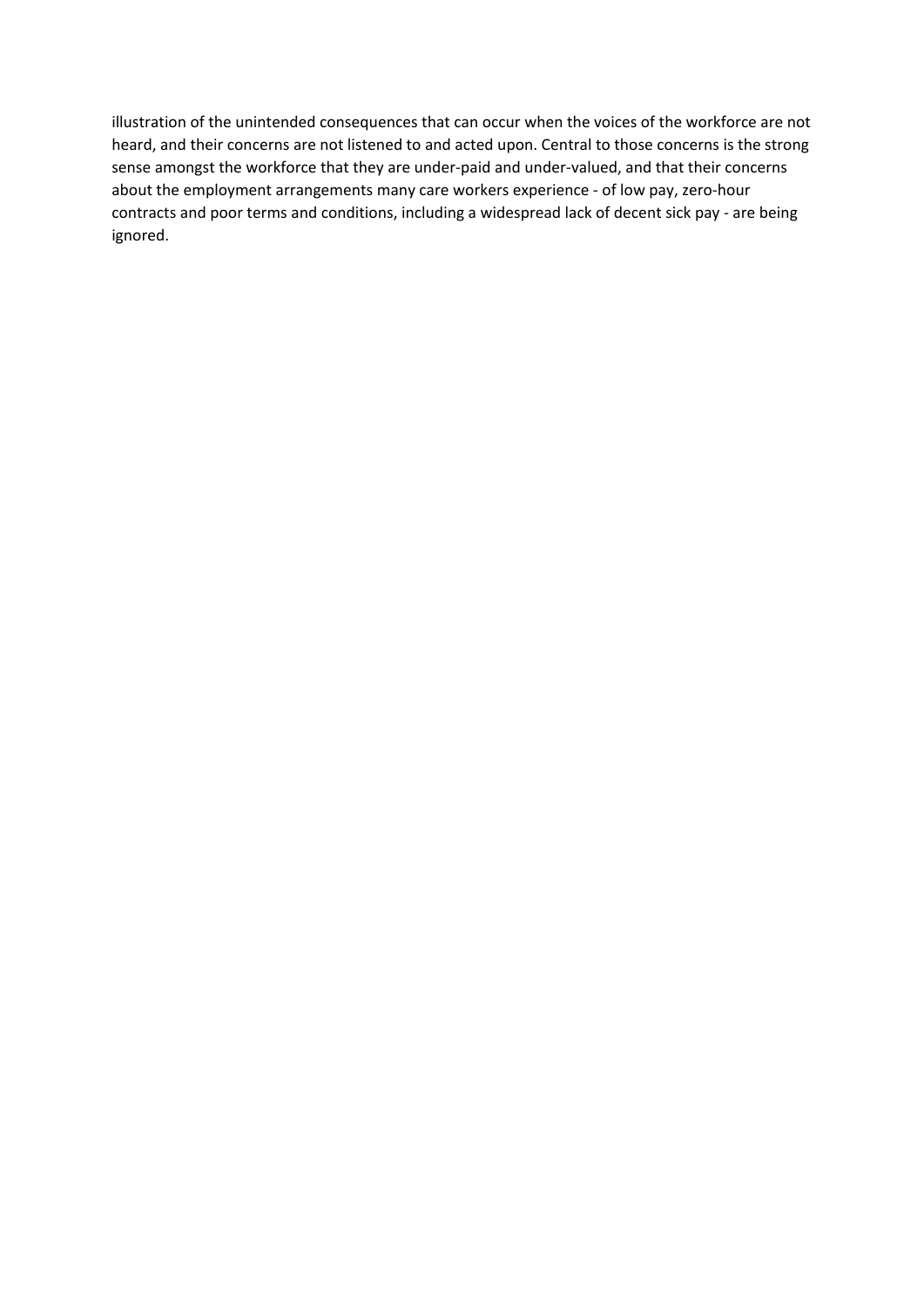illustration of the unintended consequences that can occur when the voices of the workforce are not heard, and their concerns are not listened to and acted upon. Central to those concerns is the strong sense amongst the workforce that they are under-paid and under-valued, and that their concerns about the employment arrangements many care workers experience - of low pay, zero-hour contracts and poor terms and conditions, including a widespread lack of decent sick pay - are being ignored.